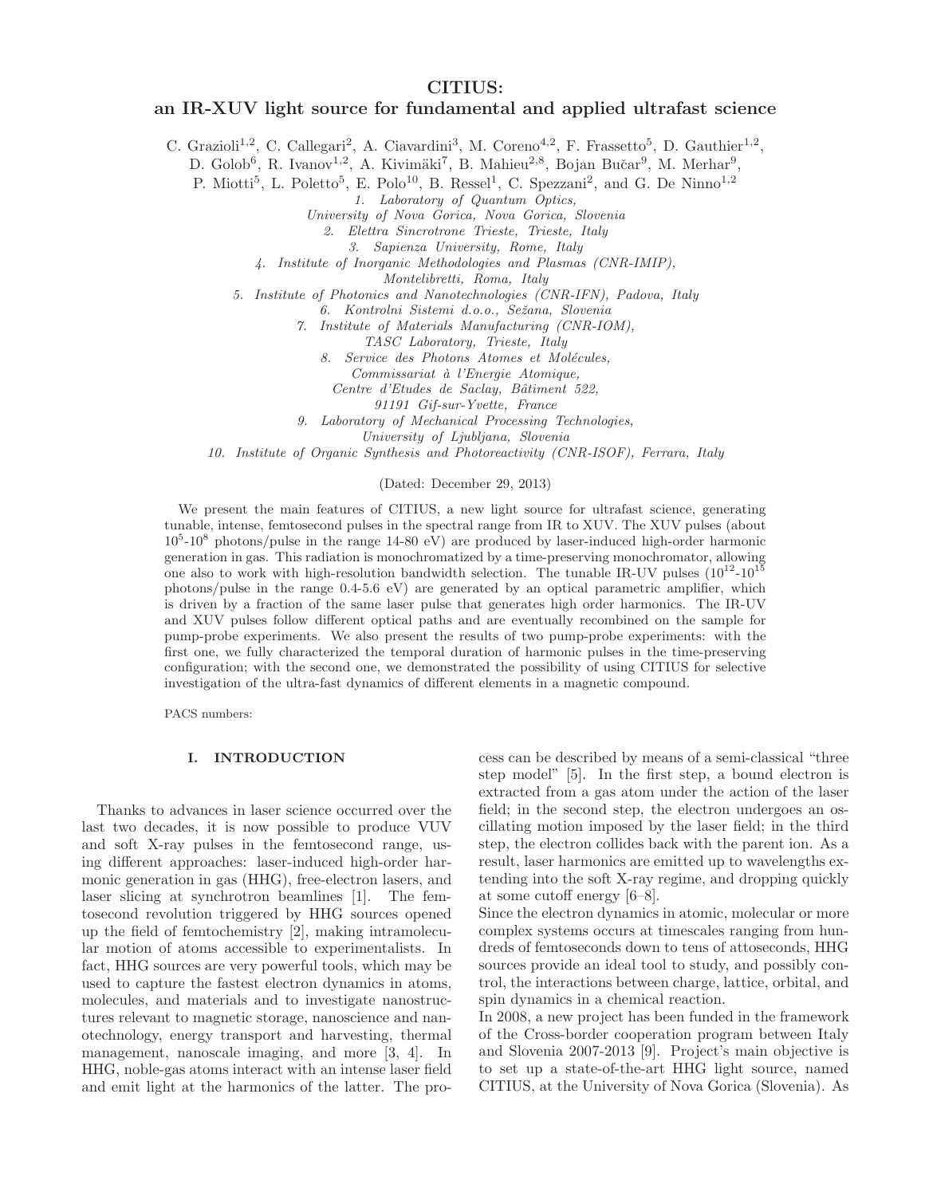# CITIUS: an IR-XUV light source for fundamental and applied ultrafast science

C. Grazioli[1,2], C. Callegari[2], A. Ciavardini[3], M. Coreno[4,2], F. Frassetto[5], D. Gauthier[1,2], D. Golob[6], R. Ivanov[1,2], A. Kivimäki[7], B. Mahieu[2,8], Bojan Bučar[9], M. Merhar[9], P. Miotti[5], L. Poletto[5], E. Polo[10], B. Ressel[1], C. Spezzani[2], and G. De Ninno[1,2]

*1. Laboratory of Quantum Optics, University of Nova Gorica, Nova Gorica, Slovenia*
*2. Elettra Sincrotrone Trieste, Trieste, Italy*
*3. Sapienza University, Rome, Italy*
*4. Institute of Inorganic Methodologies and Plasmas (CNR-IMIP), Montelibretti, Roma, Italy*
*5. Institute of Photonics and Nanotechnologies (CNR-IFN), Padova, Italy*
*6. Kontrolni Sistemi d.o.o., Sežana, Slovenia*
*7. Institute of Materials Manufacturing (CNR-IOM), TASC Laboratory, Trieste, Italy*
*8. Service des Photons Atomes et Molécules, Commissariat à l'Energie Atomique, Centre d'Etudes de Saclay, Bâtiment 522, 91191 Gif-sur-Yvette, France*
*9. Laboratory of Mechanical Processing Technologies, University of Ljubljana, Slovenia*
*10. Institute of Organic Synthesis and Photoreactivity (CNR-ISOF), Ferrara, Italy*

(Dated: December 29, 2013)

We present the main features of CITIUS, a new light source for ultrafast science, generating tunable, intense, femtosecond pulses in the spectral range from IR to XUV. The XUV pulses (about $10^5$-$10^8$ photons/pulse in the range 14-80 eV) are produced by laser-induced high-order harmonic generation in gas. This radiation is monochromatized by a time-preserving monochromator, allowing one also to work with high-resolution bandwidth selection. The tunable IR-UV pulses ($10^{12}$-$10^{15}$ photons/pulse in the range 0.4-5.6 eV) are generated by an optical parametric amplifier, which is driven by a fraction of the same laser pulse that generates high order harmonics. The IR-UV and XUV pulses follow different optical paths and are eventually recombined on the sample for pump-probe experiments. We also present the results of two pump-probe experiments: with the first one, we fully characterized the temporal duration of harmonic pulses in the time-preserving configuration; with the second one, we demonstrated the possibility of using CITIUS for selective investigation of the ultra-fast dynamics of different elements in a magnetic compound.

PACS numbers:

## I. INTRODUCTION

Thanks to advances in laser science occurred over the last two decades, it is now possible to produce VUV and soft X-ray pulses in the femtosecond range, using different approaches: laser-induced high-order harmonic generation in gas (HHG), free-electron lasers, and laser slicing at synchrotron beamlines [1]. The femtosecond revolution triggered by HHG sources opened up the field of femtochemistry [2], making intramolecular motion of atoms accessible to experimentalists. In fact, HHG sources are very powerful tools, which may be used to capture the fastest electron dynamics in atoms, molecules, and materials and to investigate nanostructures relevant to magnetic storage, nanoscience and nanotechnology, energy transport and harvesting, thermal management, nanoscale imaging, and more [3, 4]. In HHG, noble-gas atoms interact with an intense laser field and emit light at the harmonics of the latter. The process can be described by means of a semi-classical "three step model" [5]. In the first step, a bound electron is extracted from a gas atom under the action of the laser field; in the second step, the electron undergoes an oscillating motion imposed by the laser field; in the third step, the electron collides back with the parent ion. As a result, laser harmonics are emitted up to wavelengths extending into the soft X-ray regime, and dropping quickly at some cutoff energy [6–8].

Since the electron dynamics in atomic, molecular or more complex systems occurs at timescales ranging from hundreds of femtoseconds down to tens of attoseconds, HHG sources provide an ideal tool to study, and possibly control, the interactions between charge, lattice, orbital, and spin dynamics in a chemical reaction.

In 2008, a new project has been funded in the framework of the Cross-border cooperation program between Italy and Slovenia 2007-2013 [9]. Project's main objective is to set up a state-of-the-art HHG light source, named CITIUS, at the University of Nova Gorica (Slovenia). As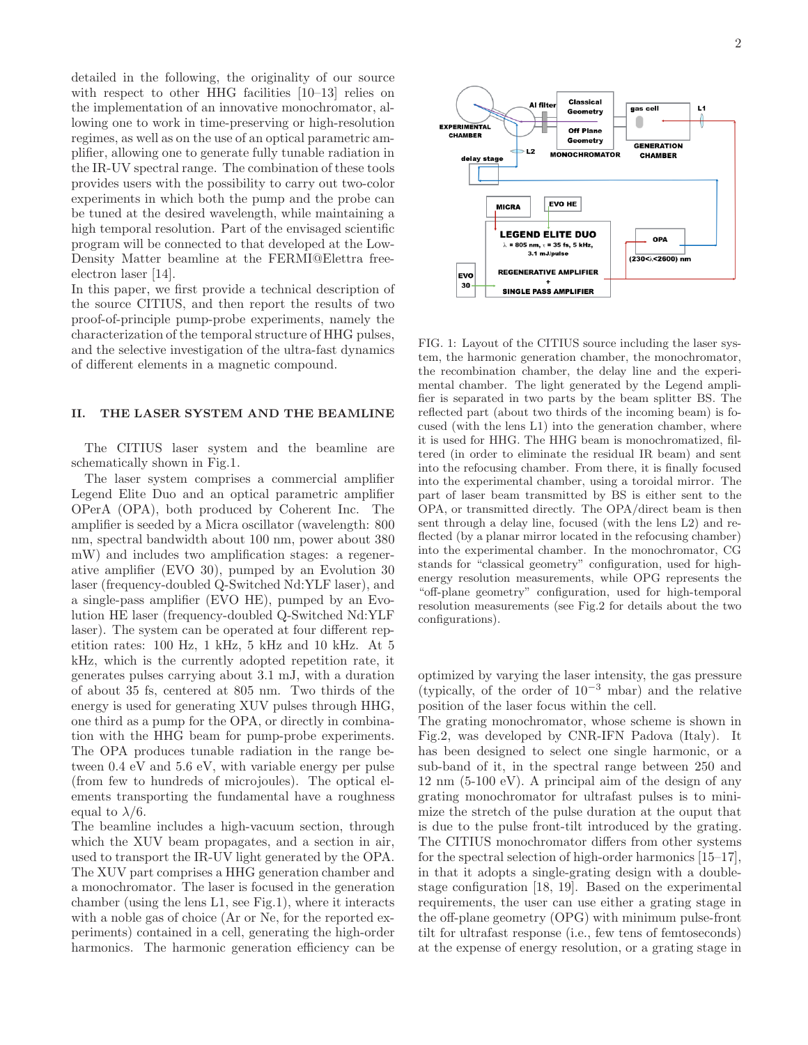detailed in the following, the originality of our source with respect to other HHG facilities [10–13] relies on the implementation of an innovative monochromator, allowing one to work in time-preserving or high-resolution regimes, as well as on the use of an optical parametric amplifier, allowing one to generate fully tunable radiation in the IR-UV spectral range. The combination of these tools provides users with the possibility to carry out two-color experiments in which both the pump and the probe can be tuned at the desired wavelength, while maintaining a high temporal resolution. Part of the envisaged scientific program will be connected to that developed at the Low-Density Matter beamline at the FERMI@Elettra free-electron laser [14].

In this paper, we first provide a technical description of the source CITIUS, and then report the results of two proof-of-principle pump-probe experiments, namely the characterization of the temporal structure of HHG pulses, and the selective investigation of the ultra-fast dynamics of different elements in a magnetic compound.

## II. THE LASER SYSTEM AND THE BEAMLINE

The CITIUS laser system and the beamline are schematically shown in Fig.1.

The laser system comprises a commercial amplifier Legend Elite Duo and an optical parametric amplifier OPerA (OPA), both produced by Coherent Inc. The amplifier is seeded by a Micra oscillator (wavelength: 800 nm, spectral bandwidth about 100 nm, power about 380 mW) and includes two amplification stages: a regenerative amplifier (EVO 30), pumped by an Evolution 30 laser (frequency-doubled Q-Switched Nd:YLF laser), and a single-pass amplifier (EVO HE), pumped by an Evolution HE laser (frequency-doubled Q-Switched Nd:YLF laser). The system can be operated at four different repetition rates: 100 Hz, 1 kHz, 5 kHz and 10 kHz. At 5 kHz, which is the currently adopted repetition rate, it generates pulses carrying about 3.1 mJ, with a duration of about 35 fs, centered at 805 nm. Two thirds of the energy is used for generating XUV pulses through HHG, one third as a pump for the OPA, or directly in combination with the HHG beam for pump-probe experiments. The OPA produces tunable radiation in the range between 0.4 eV and 5.6 eV, with variable energy per pulse (from few to hundreds of microjoules). The optical elements transporting the fundamental have a roughness equal to $\lambda/6$.

The beamline includes a high-vacuum section, through which the XUV beam propagates, and a section in air, used to transport the IR-UV light generated by the OPA. The XUV part comprises a HHG generation chamber and a monochromator. The laser is focused in the generation chamber (using the lens L1, see Fig.1), where it interacts with a noble gas of choice (Ar or Ne, for the reported experiments) contained in a cell, generating the high-order harmonics. The harmonic generation efficiency can be optimized by varying the laser intensity, the gas pressure (typically, of the order of $10^{-3}$ mbar) and the relative position of the laser focus within the cell.

FIG. 1: Layout of the CITIUS source including the laser system, the harmonic generation chamber, the monochromator, the recombination chamber, the delay line and the experimental chamber. The light generated by the Legend amplifier is separated in two parts by the beam splitter BS. The reflected part (about two thirds of the incoming beam) is focused (with the lens L1) into the generation chamber, where it is used for HHG. The HHG beam is monochromatized, filtered (in order to eliminate the residual IR beam) and sent into the refocusing chamber. From there, it is finally focused into the experimental chamber, using a toroidal mirror. The part of laser beam transmitted by BS is either sent to the OPA, or transmitted directly. The OPA/direct beam is then sent through a delay line, focused (with the lens L2) and reflected (by a planar mirror located in the refocusing chamber) into the experimental chamber. In the monochromator, CG stands for "classical geometry" configuration, used for high-energy resolution measurements, while OPG represents the "off-plane geometry" configuration, used for high-temporal resolution measurements (see Fig.2 for details about the two configurations).

The grating monochromator, whose scheme is shown in Fig.2, was developed by CNR-IFN Padova (Italy). It has been designed to select one single harmonic, or a sub-band of it, in the spectral range between 250 and 12 nm (5-100 eV). A principal aim of the design of any grating monochromator for ultrafast pulses is to minimize the stretch of the pulse duration at the ouput that is due to the pulse front-tilt introduced by the grating. The CITIUS monochromator differs from other systems for the spectral selection of high-order harmonics [15–17], in that it adopts a single-grating design with a double-stage configuration [18, 19]. Based on the experimental requirements, the user can use either a grating stage in the off-plane geometry (OPG) with minimum pulse-front tilt for ultrafast response (i.e., few tens of femtoseconds) at the expense of energy resolution, or a grating stage in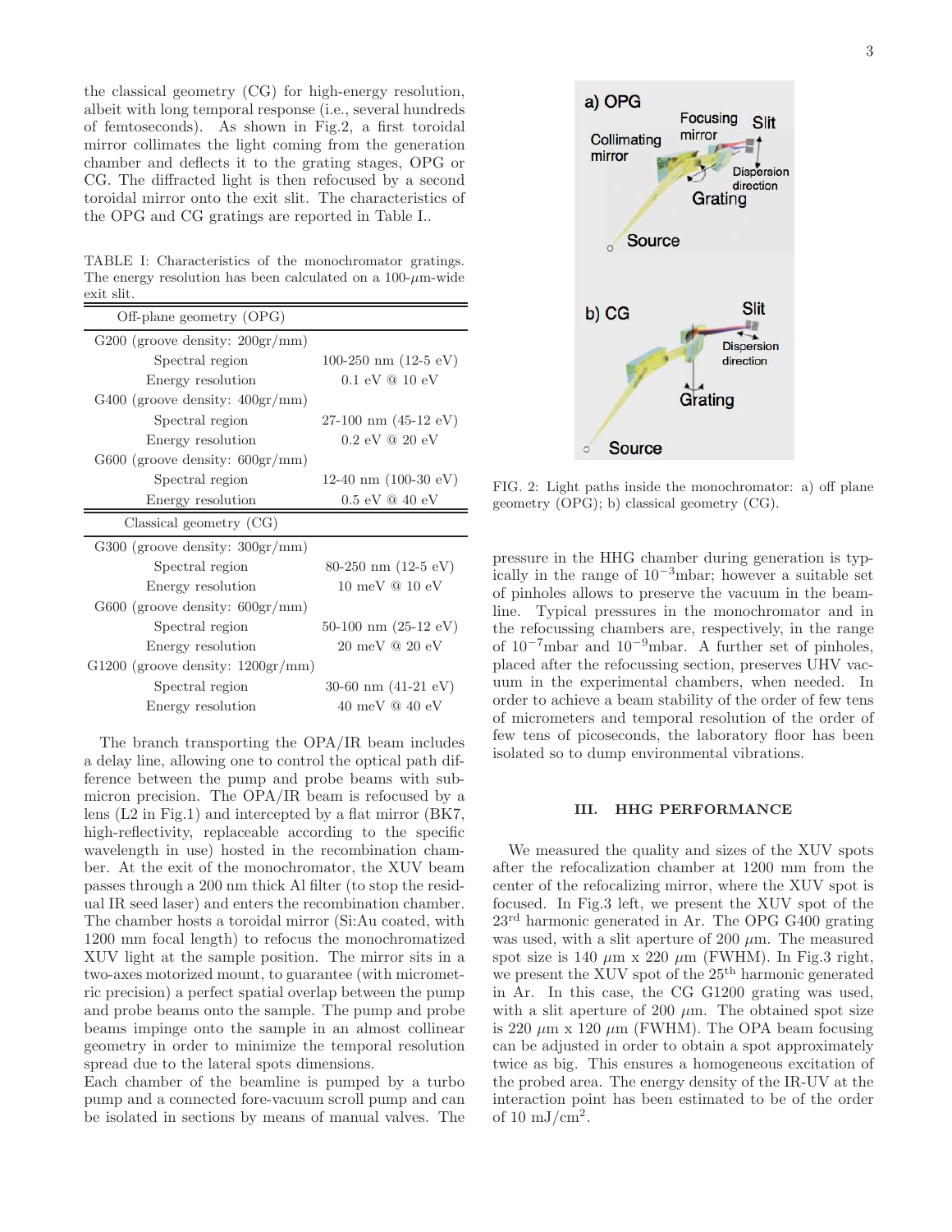the classical geometry (CG) for high-energy resolution, albeit with long temporal response (i.e., several hundreds of femtoseconds). As shown in Fig.2, a first toroidal mirror collimates the light coming from the generation chamber and deflects it to the grating stages, OPG or CG. The diffracted light is then refocused by a second toroidal mirror onto the exit slit. The characteristics of the OPG and CG gratings are reported in Table I..

TABLE I: Characteristics of the monochromator gratings. The energy resolution has been calculated on a 100-$\mu$m-wide exit slit.

| Off-plane geometry (OPG) | |
|---|---|
| G200 (groove density: 200gr/mm) | |
| Spectral region | 100-250 nm (12-5 eV) |
| Energy resolution | 0.1 eV @ 10 eV |
| G400 (groove density: 400gr/mm) | |
| Spectral region | 27-100 nm (45-12 eV) |
| Energy resolution | 0.2 eV @ 20 eV |
| G600 (groove density: 600gr/mm) | |
| Spectral region | 12-40 nm (100-30 eV) |
| Energy resolution | 0.5 eV @ 40 eV |
| Classical geometry (CG) | |
| G300 (groove density: 300gr/mm) | |
| Spectral region | 80-250 nm (12-5 eV) |
| Energy resolution | 10 meV @ 10 eV |
| G600 (groove density: 600gr/mm) | |
| Spectral region | 50-100 nm (25-12 eV) |
| Energy resolution | 20 meV @ 20 eV |
| G1200 (groove density: 1200gr/mm) | |
| Spectral region | 30-60 nm (41-21 eV) |
| Energy resolution | 40 meV @ 40 eV |

The branch transporting the OPA/IR beam includes a delay line, allowing one to control the optical path difference between the pump and probe beams with submicron precision. The OPA/IR beam is refocused by a lens (L2 in Fig.1) and intercepted by a flat mirror (BK7, high-reflectivity, replaceable according to the specific wavelength in use) hosted in the recombination chamber. At the exit of the monochromator, the XUV beam passes through a 200 nm thick Al filter (to stop the residual IR seed laser) and enters the recombination chamber. The chamber hosts a toroidal mirror (Si:Au coated, with 1200 mm focal length) to refocus the monochromatized XUV light at the sample position. The mirror sits in a two-axes motorized mount, to guarantee (with micrometric precision) a perfect spatial overlap between the pump and probe beams onto the sample. The pump and probe beams impinge onto the sample in an almost collinear geometry in order to minimize the temporal resolution spread due to the lateral spots dimensions.

Each chamber of the beamline is pumped by a turbo pump and a connected fore-vacuum scroll pump and can be isolated in sections by means of manual valves. The

a) OPG
Collimating mirror
Focusing mirror
Slit
Dispersion direction
Grating
Source

b) CG
Slit
Dispersion direction
Grating
Source

FIG. 2: Light paths inside the monochromator: a) off plane geometry (OPG); b) classical geometry (CG).

pressure in the HHG chamber during generation is typically in the range of $10^{-3}$mbar; however a suitable set of pinholes allows to preserve the vacuum in the beamline. Typical pressures in the monochromator and in the refocussing chambers are, respectively, in the range of $10^{-7}$mbar and $10^{-9}$mbar. A further set of pinholes, placed after the refocussing section, preserves UHV vacuum in the experimental chambers, when needed. In order to achieve a beam stability of the order of few tens of micrometers and temporal resolution of the order of few tens of picoseconds, the laboratory floor has been isolated so to dump environmental vibrations.

## III. HHG PERFORMANCE

We measured the quality and sizes of the XUV spots after the refocalization chamber at 1200 mm from the center of the refocalizing mirror, where the XUV spot is focused. In Fig.3 left, we present the XUV spot of the 23$^{\mathrm{rd}}$ harmonic generated in Ar. The OPG G400 grating was used, with a slit aperture of 200 $\mu$m. The measured spot size is 140 $\mu$m x 220 $\mu$m (FWHM). In Fig.3 right, we present the XUV spot of the 25$^{\mathrm{th}}$ harmonic generated in Ar. In this case, the CG G1200 grating was used, with a slit aperture of 200 $\mu$m. The obtained spot size is 220 $\mu$m x 120 $\mu$m (FWHM). The OPA beam focusing can be adjusted in order to obtain a spot approximately twice as big. This ensures a homogeneous excitation of the probed area. The energy density of the IR-UV at the interaction point has been estimated to be of the order of 10 mJ/cm$^2$.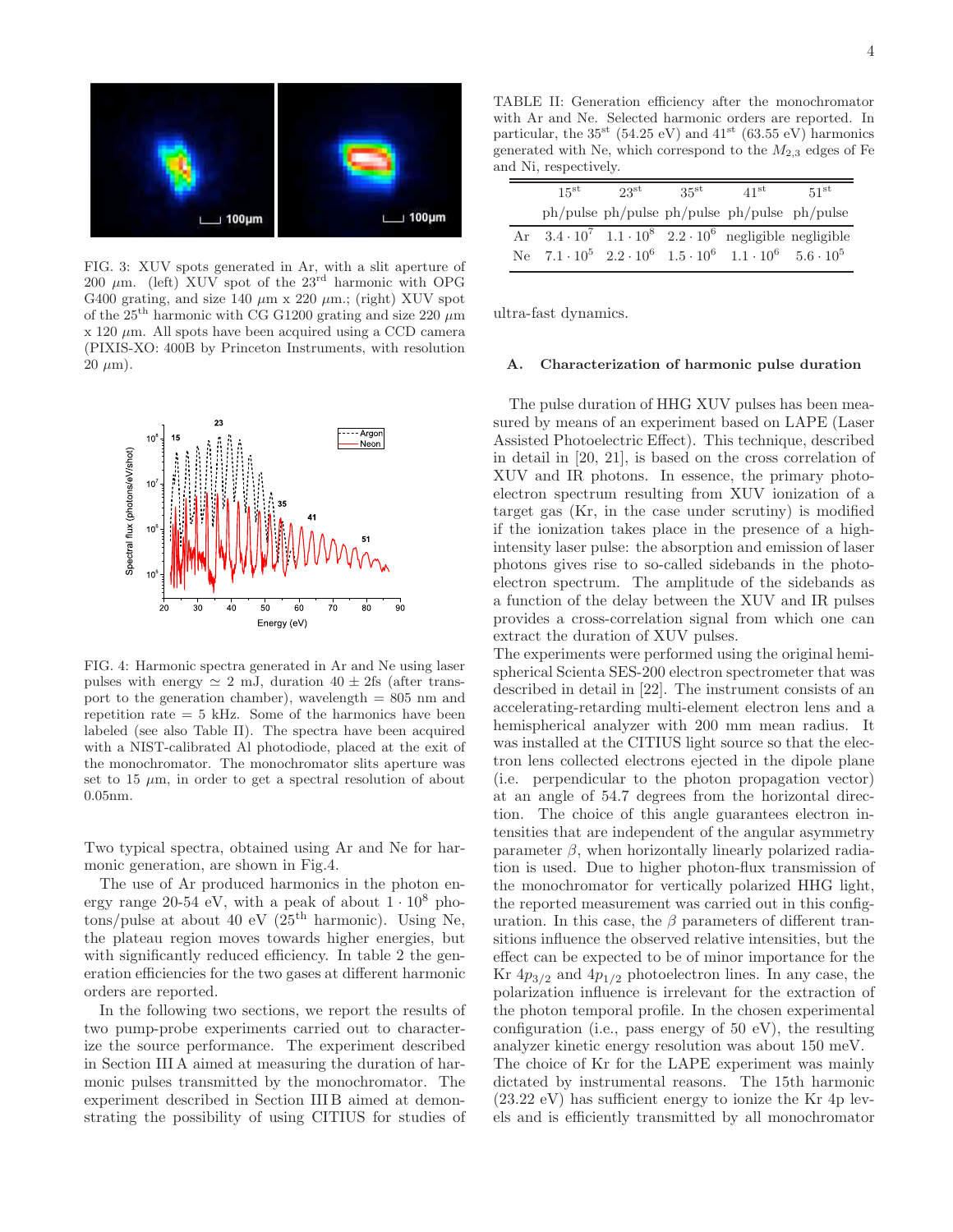100μm

100μm

FIG. 3: XUV spots generated in Ar, with a slit aperture of 200 $\mu$m. (left) XUV spot of the 23[rd] harmonic with OPG G400 grating, and size 140 $\mu$m x 220 $\mu$m.; (right) XUV spot of the 25[th] harmonic with CG G1200 grating and size 220 $\mu$m x 120 $\mu$m. All spots have been acquired using a CCD camera (PIXIS-XO: 400B by Princeton Instruments, with resolution 20 $\mu$m).

Spectral flux (photons/eV/shot)

Energy (eV)

Argon

Neon

15

23

35

41

51

FIG. 4: Harmonic spectra generated in Ar and Ne using laser pulses with energy $\simeq$ 2 mJ, duration 40 $\pm$ 2fs (after transport to the generation chamber), wavelength = 805 nm and repetition rate = 5 kHz. Some of the harmonics have been labeled (see also Table II). The spectra have been acquired with a NIST-calibrated Al photodiode, placed at the exit of the monochromator. The monochromator slits aperture was set to 15 $\mu$m, in order to get a spectral resolution of about 0.05nm.

Two typical spectra, obtained using Ar and Ne for harmonic generation, are shown in Fig.4.

The use of Ar produced harmonics in the photon energy range 20-54 eV, with a peak of about $1 \cdot 10^8$ photons/pulse at about 40 eV (25[th] harmonic). Using Ne, the plateau region moves towards higher energies, but with significantly reduced efficiency. In table 2 the generation efficiencies for the two gases at different harmonic orders are reported.

In the following two sections, we report the results of two pump-probe experiments carried out to characterize the source performance. The experiment described in Section III A aimed at measuring the duration of harmonic pulses transmitted by the monochromator. The experiment described in Section III B aimed at demonstrating the possibility of using CITIUS for studies of ultra-fast dynamics.

TABLE II: Generation efficiency after the monochromator with Ar and Ne. Selected harmonic orders are reported. In particular, the 35[st] (54.25 eV) and 41[st] (63.55 eV) harmonics generated with Ne, which correspond to the $M_{2,3}$ edges of Fe and Ni, respectively.

| | 15[st] | 23[st] | 35[st] | 41[st] | 51[st] |
|---|---|---|---|---|---|
| | ph/pulse | ph/pulse | ph/pulse | ph/pulse | ph/pulse |
| Ar | $3.4 \cdot 10^7$ | $1.1 \cdot 10^8$ | $2.2 \cdot 10^6$ | negligible | negligible |
| Ne | $7.1 \cdot 10^5$ | $2.2 \cdot 10^6$ | $1.5 \cdot 10^6$ | $1.1 \cdot 10^6$ | $5.6 \cdot 10^5$ |

### A. Characterization of harmonic pulse duration

The pulse duration of HHG XUV pulses has been measured by means of an experiment based on LAPE (Laser Assisted Photoelectric Effect). This technique, described in detail in [20, 21], is based on the cross correlation of XUV and IR photons. In essence, the primary photoelectron spectrum resulting from XUV ionization of a target gas (Kr, in the case under scrutiny) is modified if the ionization takes place in the presence of a high-intensity laser pulse: the absorption and emission of laser photons gives rise to so-called sidebands in the photoelectron spectrum. The amplitude of the sidebands as a function of the delay between the XUV and IR pulses provides a cross-correlation signal from which one can extract the duration of XUV pulses.

The experiments were performed using the original hemispherical Scienta SES-200 electron spectrometer that was described in detail in [22]. The instrument consists of an accelerating-retarding multi-element electron lens and a hemispherical analyzer with 200 mm mean radius. It was installed at the CITIUS light source so that the electron lens collected electrons ejected in the dipole plane (i.e. perpendicular to the photon propagation vector) at an angle of 54.7 degrees from the horizontal direction. The choice of this angle guarantees electron intensities that are independent of the angular asymmetry parameter $\beta$, when horizontally linearly polarized radiation is used. Due to higher photon-flux transmission of the monochromator for vertically polarized HHG light, the reported measurement was carried out in this configuration. In this case, the $\beta$ parameters of different transitions influence the observed relative intensities, but the effect can be expected to be of minor importance for the Kr $4p_{3/2}$ and $4p_{1/2}$ photoelectron lines. In any case, the polarization influence is irrelevant for the extraction of the photon temporal profile. In the chosen experimental configuration (i.e., pass energy of 50 eV), the resulting analyzer kinetic energy resolution was about 150 meV.

The choice of Kr for the LAPE experiment was mainly dictated by instrumental reasons. The 15th harmonic (23.22 eV) has sufficient energy to ionize the Kr 4p levels and is efficiently transmitted by all monochromator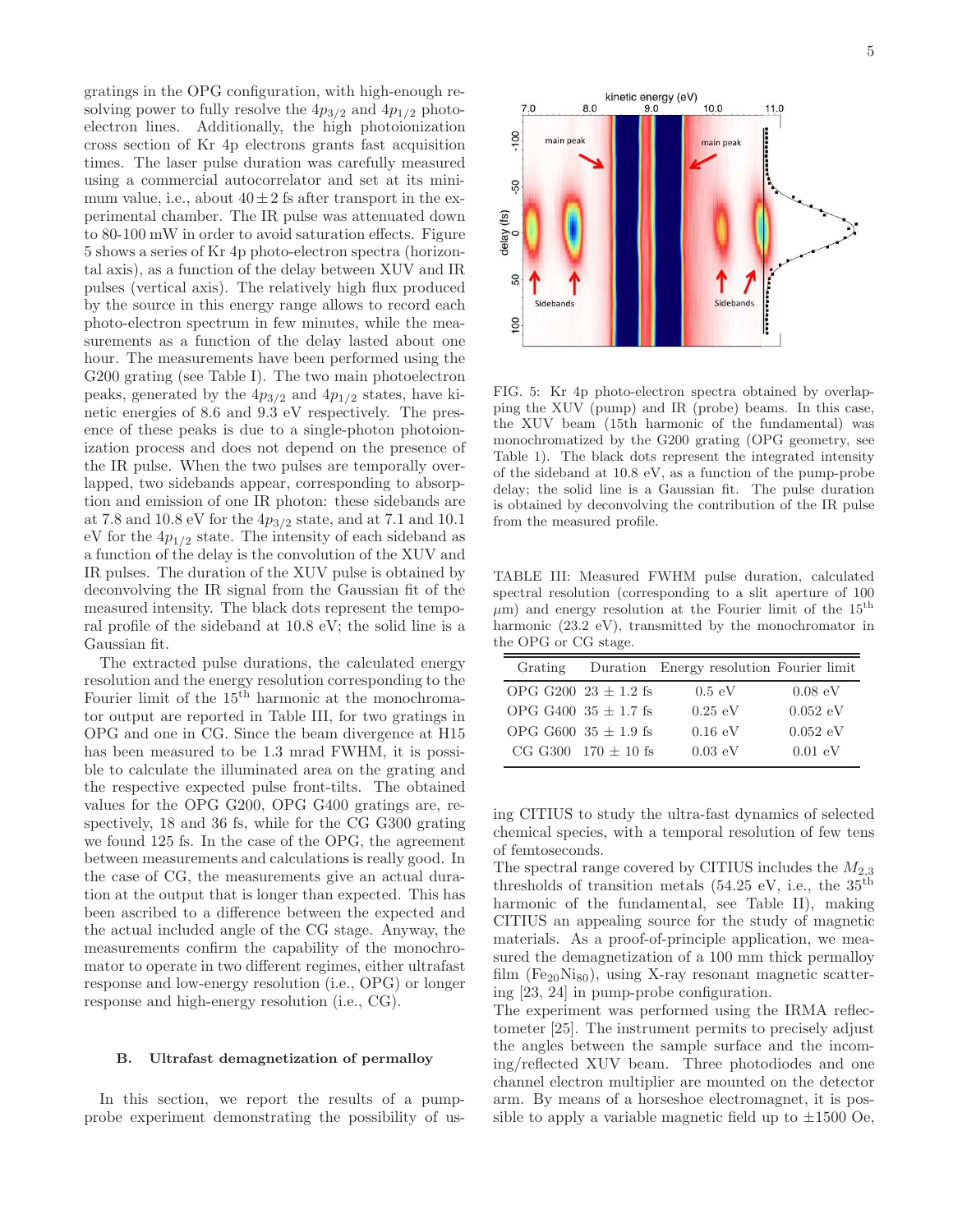gratings in the OPG configuration, with high-enough resolving power to fully resolve the $4p_{3/2}$ and $4p_{1/2}$ photoelectron lines. Additionally, the high photoionization cross section of Kr 4p electrons grants fast acquisition times. The laser pulse duration was carefully measured using a commercial autocorrelator and set at its minimum value, i.e., about $40 \pm 2$ fs after transport in the experimental chamber. The IR pulse was attenuated down to 80-100 mW in order to avoid saturation effects. Figure 5 shows a series of Kr 4p photo-electron spectra (horizontal axis), as a function of the delay between XUV and IR pulses (vertical axis). The relatively high flux produced by the source in this energy range allows to record each photo-electron spectrum in few minutes, while the measurements as a function of the delay lasted about one hour. The measurements have been performed using the G200 grating (see Table I). The two main photoelectron peaks, generated by the $4p_{3/2}$ and $4p_{1/2}$ states, have kinetic energies of 8.6 and 9.3 eV respectively. The presence of these peaks is due to a single-photon photoionization process and does not depend on the presence of the IR pulse. When the two pulses are temporally overlapped, two sidebands appear, corresponding to absorption and emission of one IR photon: these sidebands are at 7.8 and 10.8 eV for the $4p_{3/2}$ state, and at 7.1 and 10.1 eV for the $4p_{1/2}$ state. The intensity of each sideband as a function of the delay is the convolution of the XUV and IR pulses. The duration of the XUV pulse is obtained by deconvolving the IR signal from the Gaussian fit of the measured intensity. The black dots represent the temporal profile of the sideband at 10.8 eV; the solid line is a Gaussian fit.

The extracted pulse durations, the calculated energy resolution and the energy resolution corresponding to the Fourier limit of the 15th harmonic at the monochromator output are reported in Table III, for two gratings in OPG and one in CG. Since the beam divergence at H15 has been measured to be 1.3 mrad FWHM, it is possible to calculate the illuminated area on the grating and the respective expected pulse front-tilts. The obtained values for the OPG G200, OPG G400 gratings are, respectively, 18 and 36 fs, while for the CG G300 grating we found 125 fs. In the case of the OPG, the agreement between measurements and calculations is really good. In the case of CG, the measurements give an actual duration at the output that is longer than expected. This has been ascribed to a difference between the expected and the actual included angle of the CG stage. Anyway, the measurements confirm the capability of the monochromator to operate in two different regimes, either ultrafast response and low-energy resolution (i.e., OPG) or longer response and high-energy resolution (i.e., CG).

kinetic energy (eV)
7.0 8.0 9.0 10.0 11.0
delay (fs)
-100 -50 0 50 100
main peak
main peak
Sidebands
Sidebands

FIG. 5: Kr 4p photo-electron spectra obtained by overlapping the XUV (pump) and IR (probe) beams. In this case, the XUV beam (15th harmonic of the fundamental) was monochromatized by the G200 grating (OPG geometry, see Table 1). The black dots represent the integrated intensity of the sideband at 10.8 eV, as a function of the pump-probe delay; the solid line is a Gaussian fit. The pulse duration is obtained by deconvolving the contribution of the IR pulse from the measured profile.

TABLE III: Measured FWHM pulse duration, calculated spectral resolution (corresponding to a slit aperture of 100 $\mu$m) and energy resolution at the Fourier limit of the 15th harmonic (23.2 eV), transmitted by the monochromator in the OPG or CG stage.

| Grating | Duration | Energy resolution | Fourier limit |
|---|---|---|---|
| OPG G200 | $23 \pm 1.2$ fs | 0.5 eV | 0.08 eV |
| OPG G400 | $35 \pm 1.7$ fs | 0.25 eV | 0.052 eV |
| OPG G600 | $35 \pm 1.9$ fs | 0.16 eV | 0.052 eV |
| CG G300 | $170 \pm 10$ fs | 0.03 eV | 0.01 eV |

### B. Ultrafast demagnetization of permalloy

In this section, we report the results of a pump-probe experiment demonstrating the possibility of using CITIUS to study the ultra-fast dynamics of selected chemical species, with a temporal resolution of few tens of femtoseconds.

The spectral range covered by CITIUS includes the $M_{2,3}$ thresholds of transition metals (54.25 eV, i.e., the 35th harmonic of the fundamental, see Table II), making CITIUS an appealing source for the study of magnetic materials. As a proof-of-principle application, we measured the demagnetization of a 100 mm thick permalloy film ($Fe_{20}Ni_{80}$), using X-ray resonant magnetic scattering [23, 24] in pump-probe configuration.

The experiment was performed using the IRMA reflectometer [25]. The instrument permits to precisely adjust the angles between the sample surface and the incoming/reflected XUV beam. Three photodiodes and one channel electron multiplier are mounted on the detector arm. By means of a horseshoe electromagnet, it is possible to apply a variable magnetic field up to ±1500 Oe,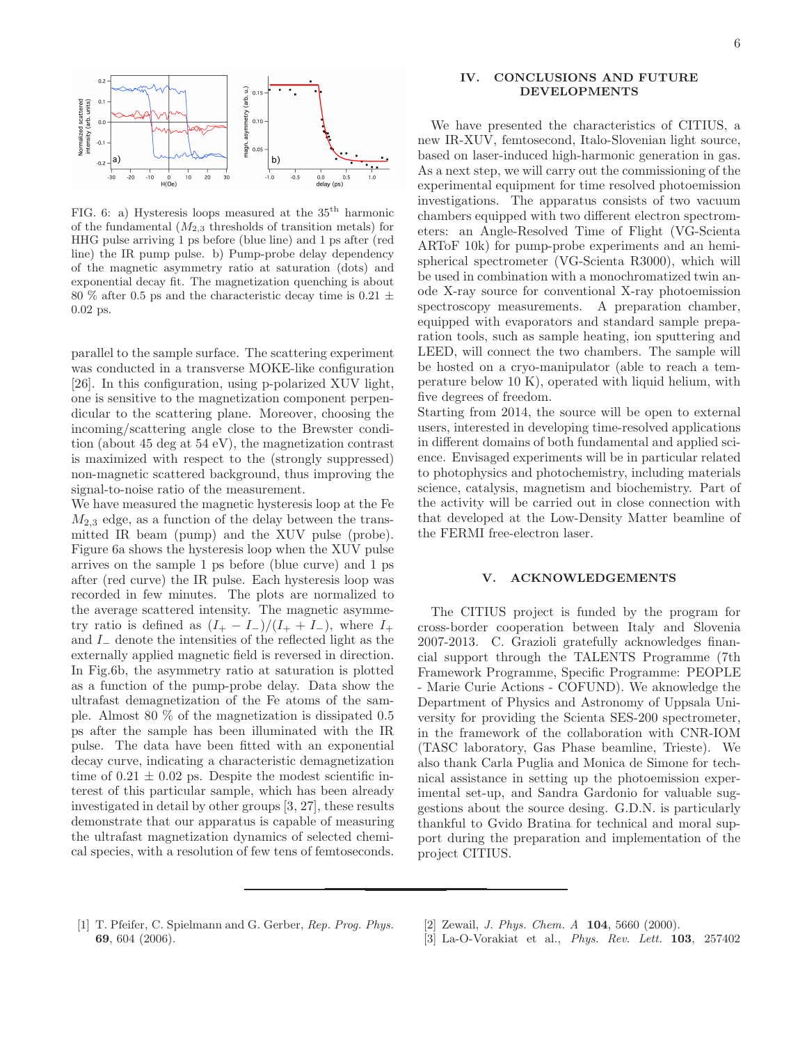FIG. 6: a) Hysteresis loops measured at the 35th harmonic of the fundamental ($M_{2,3}$ thresholds of transition metals) for HHG pulse arriving 1 ps before (blue line) and 1 ps after (red line) the IR pump pulse. b) Pump-probe delay dependency of the magnetic asymmetry ratio at saturation (dots) and exponential decay fit. The magnetization quenching is about 80 % after 0.5 ps and the characteristic decay time is 0.21 ± 0.02 ps.

parallel to the sample surface. The scattering experiment was conducted in a transverse MOKE-like configuration [26]. In this configuration, using p-polarized XUV light, one is sensitive to the magnetization component perpendicular to the scattering plane. Moreover, choosing the incoming/scattering angle close to the Brewster condition (about 45 deg at 54 eV), the magnetization contrast is maximized with respect to the (strongly suppressed) non-magnetic scattered background, thus improving the signal-to-noise ratio of the measurement.

We have measured the magnetic hysteresis loop at the Fe $M_{2,3}$ edge, as a function of the delay between the transmitted IR beam (pump) and the XUV pulse (probe). Figure 6a shows the hysteresis loop when the XUV pulse arrives on the sample 1 ps before (blue curve) and 1 ps after (red curve) the IR pulse. Each hysteresis loop was recorded in few minutes. The plots are normalized to the average scattered intensity. The magnetic asymmetry ratio is defined as $(I_+ - I_-)/(I_+ + I_-)$, where $I_+$ and $I_-$ denote the intensities of the reflected light as the externally applied magnetic field is reversed in direction. In Fig.6b, the asymmetry ratio at saturation is plotted as a function of the pump-probe delay. Data show the ultrafast demagnetization of the Fe atoms of the sample. Almost 80 % of the magnetization is dissipated 0.5 ps after the sample has been illuminated with the IR pulse. The data have been fitted with an exponential decay curve, indicating a characteristic demagnetization time of 0.21 ± 0.02 ps. Despite the modest scientific interest of this particular sample, which has been already investigated in detail by other groups [3, 27], these results demonstrate that our apparatus is capable of measuring the ultrafast magnetization dynamics of selected chemical species, with a resolution of few tens of femtoseconds.

## IV. CONCLUSIONS AND FUTURE DEVELOPMENTS

We have presented the characteristics of CITIUS, a new IR-XUV, femtosecond, Italo-Slovenian light source, based on laser-induced high-harmonic generation in gas. As a next step, we will carry out the commissioning of the experimental equipment for time resolved photoemission investigations. The apparatus consists of two vacuum chambers equipped with two different electron spectrometers: an Angle-Resolved Time of Flight (VG-Scienta ARToF 10k) for pump-probe experiments and an hemispherical spectrometer (VG-Scienta R3000), which will be used in combination with a monochromatized twin anode X-ray source for conventional X-ray photoemission spectroscopy measurements. A preparation chamber, equipped with evaporators and standard sample preparation tools, such as sample heating, ion sputtering and LEED, will connect the two chambers. The sample will be hosted on a cryo-manipulator (able to reach a temperature below 10 K), operated with liquid helium, with five degrees of freedom.

Starting from 2014, the source will be open to external users, interested in developing time-resolved applications in different domains of both fundamental and applied science. Envisaged experiments will be in particular related to photophysics and photochemistry, including materials science, catalysis, magnetism and biochemistry. Part of the activity will be carried out in close connection with that developed at the Low-Density Matter beamline of the FERMI free-electron laser.

## V. ACKNOWLEDGEMENTS

The CITIUS project is funded by the program for cross-border cooperation between Italy and Slovenia 2007-2013. C. Grazioli gratefully acknowledges financial support through the TALENTS Programme (7th Framework Programme, Specific Programme: PEOPLE - Marie Curie Actions - COFUND). We acknowledge the Department of Physics and Astronomy of Uppsala University for providing the Scienta SES-200 spectrometer, in the framework of the collaboration with CNR-IOM (TASC laboratory, Gas Phase beamline, Trieste). We also thank Carla Puglia and Monica de Simone for technical assistance in setting up the photoemission experimental set-up, and Sandra Gardonio for valuable suggestions about the source desing. G.D.N. is particularly thankful to Gvido Bratina for technical and moral support during the preparation and implementation of the project CITIUS.

---

[1] T. Pfeifer, C. Spielmann and G. Gerber, *Rep. Prog. Phys.* **69**, 604 (2006).

[2] Zewail, *J. Phys. Chem. A* **104**, 5660 (2000).

[3] La-O-Vorakiat et al., *Phys. Rev. Lett.* **103**, 257402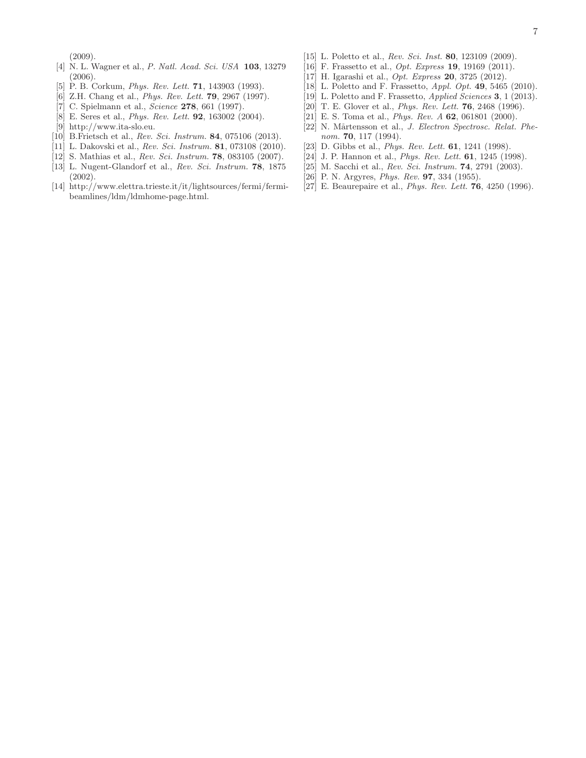(2009).

[4] N. L. Wagner et al., *P. Natl. Acad. Sci. USA* **103**, 13279 (2006).

[5] P. B. Corkum, *Phys. Rev. Lett.* **71**, 143903 (1993).

[6] Z.H. Chang et al., *Phys. Rev. Lett.* **79**, 2967 (1997).

[7] C. Spielmann et al., *Science* **278**, 661 (1997).

[8] E. Seres et al., *Phys. Rev. Lett.* **92**, 163002 (2004).

[9] http://www.ita-slo.eu.

[10] B.Frietsch et al., *Rev. Sci. Instrum.* **84**, 075106 (2013).

[11] L. Dakovski et al., *Rev. Sci. Instrum.* **81**, 073108 (2010).

[12] S. Mathias et al., *Rev. Sci. Instrum.* **78**, 083105 (2007).

[13] L. Nugent-Glandorf et al., *Rev. Sci. Instrum.* **78**, 1875 (2002).

[14] http://www.elettra.trieste.it/it/lightsources/fermi/fermi-beamlines/ldm/ldmhome-page.html.

[15] L. Poletto et al., *Rev. Sci. Inst.* **80**, 123109 (2009).

[16] F. Frassetto et al., *Opt. Express* **19**, 19169 (2011).

[17] H. Igarashi et al., *Opt. Express* **20**, 3725 (2012).

[18] L. Poletto and F. Frassetto, *Appl. Opt.* **49**, 5465 (2010).

[19] L. Poletto and F. Frassetto, *Applied Sciences* **3**, 1 (2013).

[20] T. E. Glover et al., *Phys. Rev. Lett.* **76**, 2468 (1996).

[21] E. S. Toma et al., *Phys. Rev. A* **62**, 061801 (2000).

[22] N. Mårtensson et al., *J. Electron Spectrosc. Relat. Phenom.* **70**, 117 (1994).

[23] D. Gibbs et al., *Phys. Rev. Lett.* **61**, 1241 (1998).

[24] J. P. Hannon et al., *Phys. Rev. Lett.* **61**, 1245 (1998).

[25] M. Sacchi et al., *Rev. Sci. Instrum.* **74**, 2791 (2003).

[26] P. N. Argyres, *Phys. Rev.* **97**, 334 (1955).

[27] E. Beaurepaire et al., *Phys. Rev. Lett.* **76**, 4250 (1996).